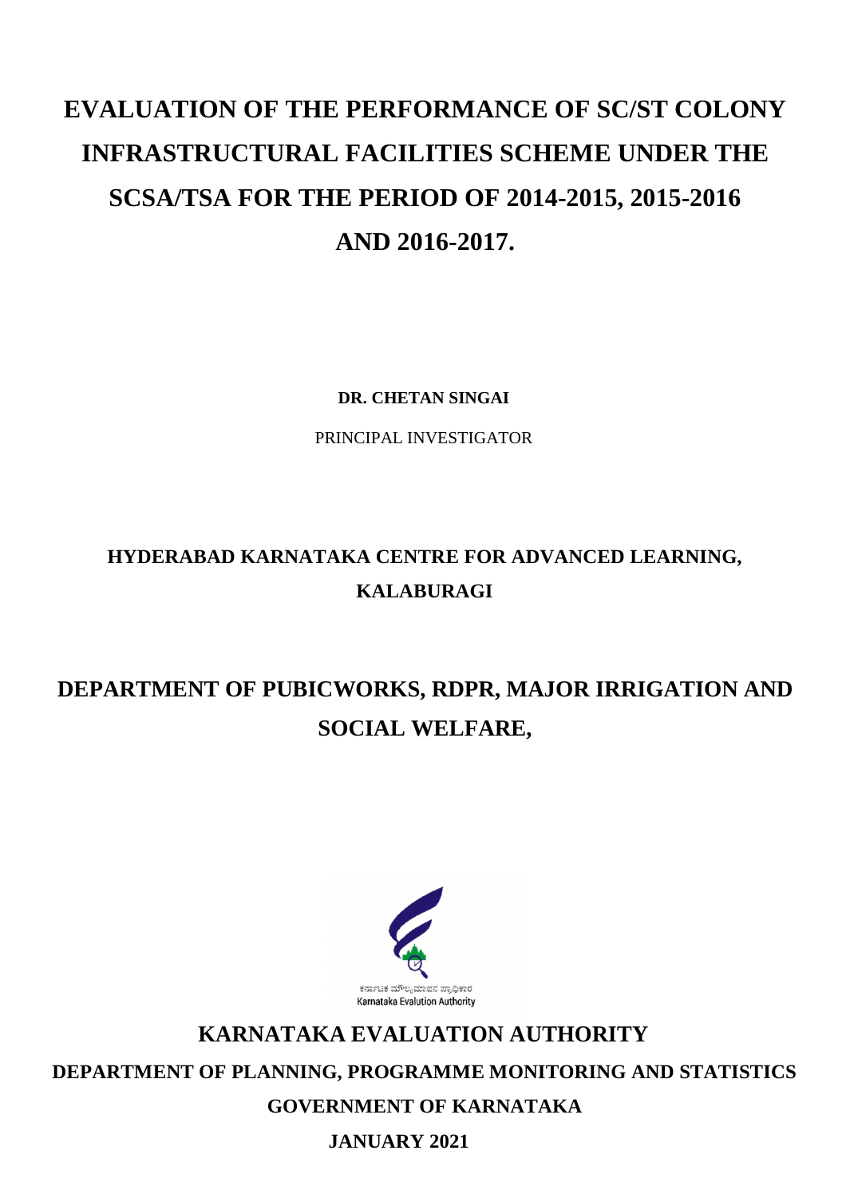# EVALUATION OF THE PERFORMANCE OF SC/ST COLONY INFRASTRUCTURAL FACILITIES SCHEME UNDER THE SCSA/TSA FOR THE PERIOD OF 2014-2015, 2015-2016 AND 2016-2017.

**DR. CHETAN SINGAI**

PRINCIPAL INVESTIGATOR

**HYDERABAD KARNATAKA CENTRE FOR ADVANCED LEARNING, KALABURAGI**

## DEPARTMENT OF PUBICWORKS, RDPR, MAJOR IRRIGATION AND SOCIAL WELFARE,

ಕರ್ನಾಟಕ ಮೌಲ್ಯಮಾಪನ ಪ್ರಾಧಿಕಾರ
Karnataka Evalution Authority

## KARNATAKA EVALUATION AUTHORITY

**DEPARTMENT OF PLANNING, PROGRAMME MONITORING AND STATISTICS**

**GOVERNMENT OF KARNATAKA**

**JANUARY 2021**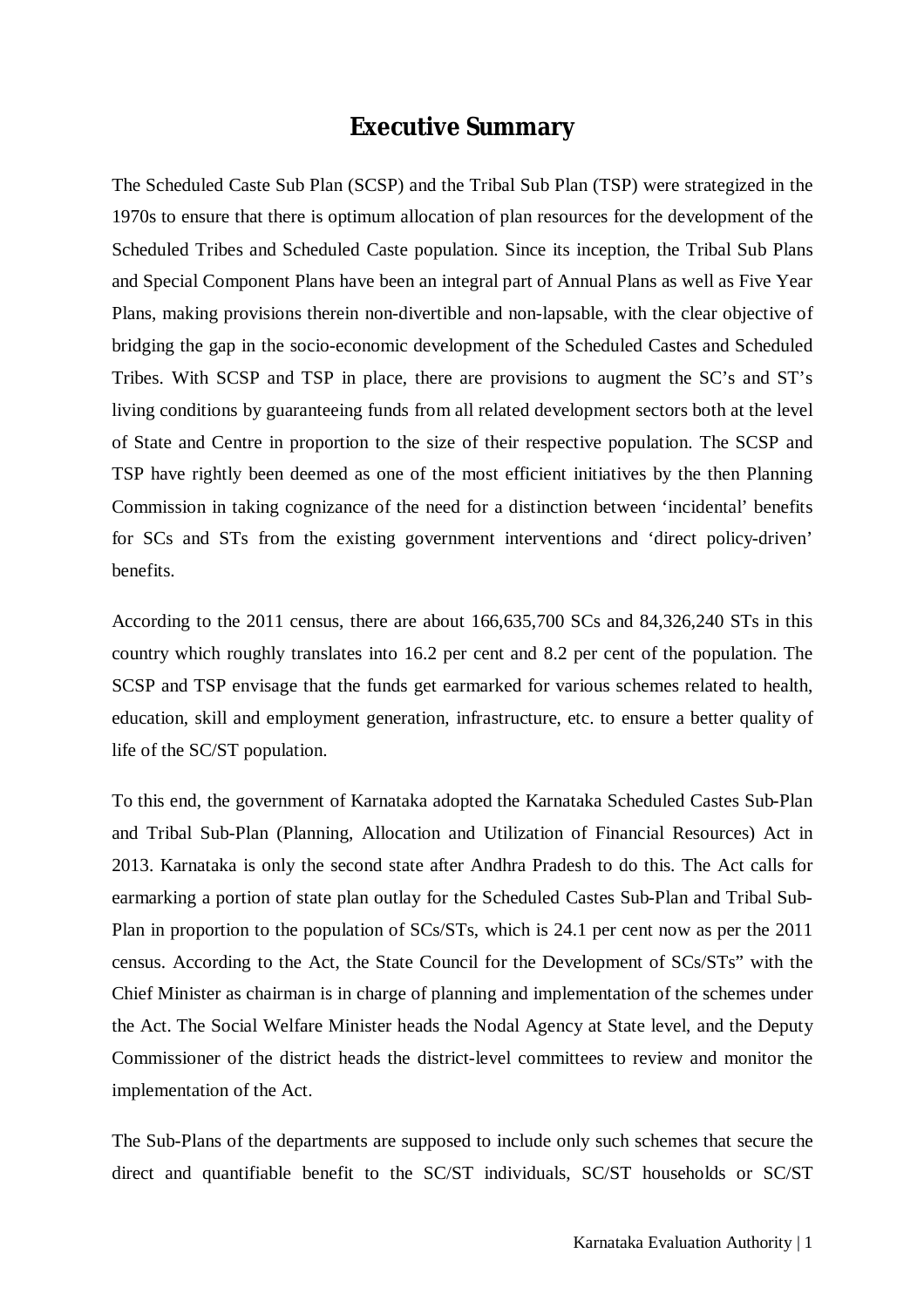# Executive Summary

The Scheduled Caste Sub Plan (SCSP) and the Tribal Sub Plan (TSP) were strategized in the 1970s to ensure that there is optimum allocation of plan resources for the development of the Scheduled Tribes and Scheduled Caste population. Since its inception, the Tribal Sub Plans and Special Component Plans have been an integral part of Annual Plans as well as Five Year Plans, making provisions therein non-divertible and non-lapsable, with the clear objective of bridging the gap in the socio-economic development of the Scheduled Castes and Scheduled Tribes. With SCSP and TSP in place, there are provisions to augment the SC's and ST's living conditions by guaranteeing funds from all related development sectors both at the level of State and Centre in proportion to the size of their respective population. The SCSP and TSP have rightly been deemed as one of the most efficient initiatives by the then Planning Commission in taking cognizance of the need for a distinction between 'incidental' benefits for SCs and STs from the existing government interventions and 'direct policy-driven' benefits.

According to the 2011 census, there are about 166,635,700 SCs and 84,326,240 STs in this country which roughly translates into 16.2 per cent and 8.2 per cent of the population. The SCSP and TSP envisage that the funds get earmarked for various schemes related to health, education, skill and employment generation, infrastructure, etc. to ensure a better quality of life of the SC/ST population.

To this end, the government of Karnataka adopted the Karnataka Scheduled Castes Sub-Plan and Tribal Sub-Plan (Planning, Allocation and Utilization of Financial Resources) Act in 2013. Karnataka is only the second state after Andhra Pradesh to do this. The Act calls for earmarking a portion of state plan outlay for the Scheduled Castes Sub-Plan and Tribal Sub-Plan in proportion to the population of SCs/STs, which is 24.1 per cent now as per the 2011 census. According to the Act, the State Council for the Development of SCs/STs" with the Chief Minister as chairman is in charge of planning and implementation of the schemes under the Act. The Social Welfare Minister heads the Nodal Agency at State level, and the Deputy Commissioner of the district heads the district-level committees to review and monitor the implementation of the Act.

The Sub-Plans of the departments are supposed to include only such schemes that secure the direct and quantifiable benefit to the SC/ST individuals, SC/ST households or SC/ST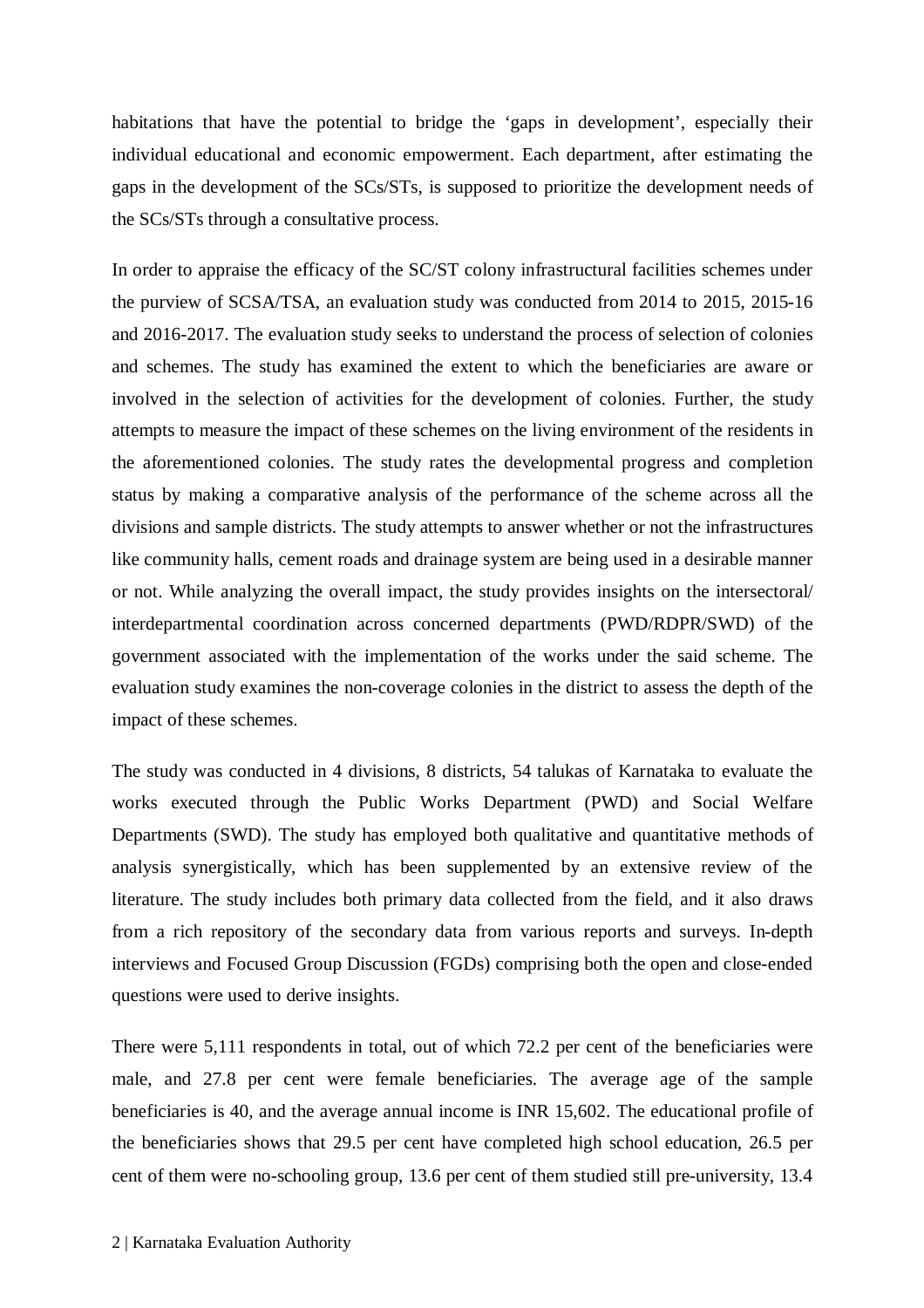habitations that have the potential to bridge the 'gaps in development', especially their individual educational and economic empowerment. Each department, after estimating the gaps in the development of the SCs/STs, is supposed to prioritize the development needs of the SCs/STs through a consultative process.

In order to appraise the efficacy of the SC/ST colony infrastructural facilities schemes under the purview of SCSA/TSA, an evaluation study was conducted from 2014 to 2015, 2015-16 and 2016-2017. The evaluation study seeks to understand the process of selection of colonies and schemes. The study has examined the extent to which the beneficiaries are aware or involved in the selection of activities for the development of colonies. Further, the study attempts to measure the impact of these schemes on the living environment of the residents in the aforementioned colonies. The study rates the developmental progress and completion status by making a comparative analysis of the performance of the scheme across all the divisions and sample districts. The study attempts to answer whether or not the infrastructures like community halls, cement roads and drainage system are being used in a desirable manner or not. While analyzing the overall impact, the study provides insights on the intersectoral/ interdepartmental coordination across concerned departments (PWD/RDPR/SWD) of the government associated with the implementation of the works under the said scheme. The evaluation study examines the non-coverage colonies in the district to assess the depth of the impact of these schemes.

The study was conducted in 4 divisions, 8 districts, 54 talukas of Karnataka to evaluate the works executed through the Public Works Department (PWD) and Social Welfare Departments (SWD). The study has employed both qualitative and quantitative methods of analysis synergistically, which has been supplemented by an extensive review of the literature. The study includes both primary data collected from the field, and it also draws from a rich repository of the secondary data from various reports and surveys. In-depth interviews and Focused Group Discussion (FGDs) comprising both the open and close-ended questions were used to derive insights.

There were 5,111 respondents in total, out of which 72.2 per cent of the beneficiaries were male, and 27.8 per cent were female beneficiaries. The average age of the sample beneficiaries is 40, and the average annual income is INR 15,602. The educational profile of the beneficiaries shows that 29.5 per cent have completed high school education, 26.5 per cent of them were no-schooling group, 13.6 per cent of them studied still pre-university, 13.4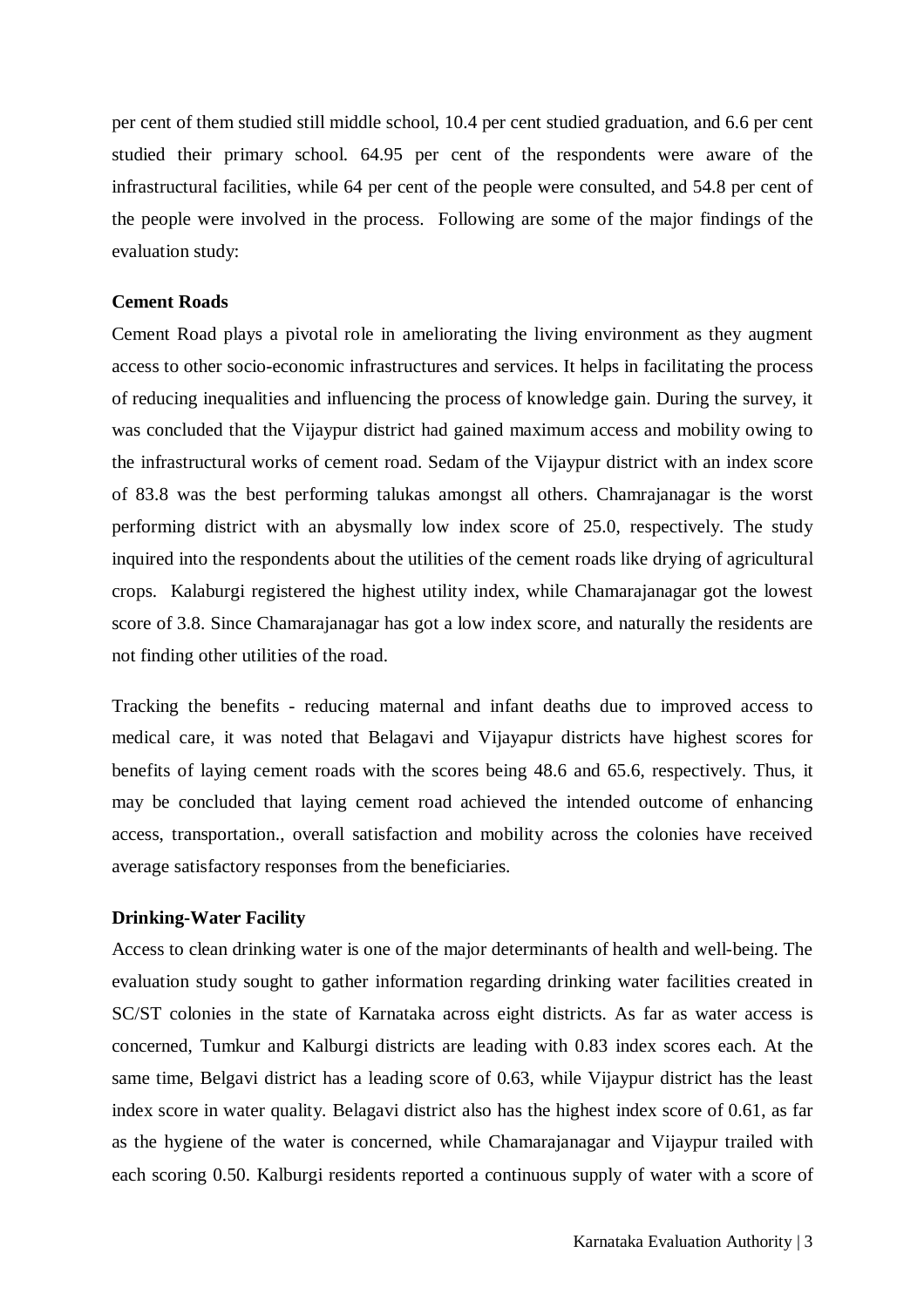per cent of them studied still middle school, 10.4 per cent studied graduation, and 6.6 per cent studied their primary school. 64.95 per cent of the respondents were aware of the infrastructural facilities, while 64 per cent of the people were consulted, and 54.8 per cent of the people were involved in the process. Following are some of the major findings of the evaluation study:

**Cement Roads**

Cement Road plays a pivotal role in ameliorating the living environment as they augment access to other socio-economic infrastructures and services. It helps in facilitating the process of reducing inequalities and influencing the process of knowledge gain. During the survey, it was concluded that the Vijaypur district had gained maximum access and mobility owing to the infrastructural works of cement road. Sedam of the Vijaypur district with an index score of 83.8 was the best performing talukas amongst all others. Chamrajanagar is the worst performing district with an abysmally low index score of 25.0, respectively. The study inquired into the respondents about the utilities of the cement roads like drying of agricultural crops. Kalaburgi registered the highest utility index, while Chamarajanagar got the lowest score of 3.8. Since Chamarajanagar has got a low index score, and naturally the residents are not finding other utilities of the road.

Tracking the benefits - reducing maternal and infant deaths due to improved access to medical care, it was noted that Belagavi and Vijayapur districts have highest scores for benefits of laying cement roads with the scores being 48.6 and 65.6, respectively. Thus, it may be concluded that laying cement road achieved the intended outcome of enhancing access, transportation., overall satisfaction and mobility across the colonies have received average satisfactory responses from the beneficiaries.

**Drinking-Water Facility**

Access to clean drinking water is one of the major determinants of health and well-being. The evaluation study sought to gather information regarding drinking water facilities created in SC/ST colonies in the state of Karnataka across eight districts. As far as water access is concerned, Tumkur and Kalburgi districts are leading with 0.83 index scores each. At the same time, Belgavi district has a leading score of 0.63, while Vijaypur district has the least index score in water quality. Belagavi district also has the highest index score of 0.61, as far as the hygiene of the water is concerned, while Chamarajanagar and Vijaypur trailed with each scoring 0.50. Kalburgi residents reported a continuous supply of water with a score of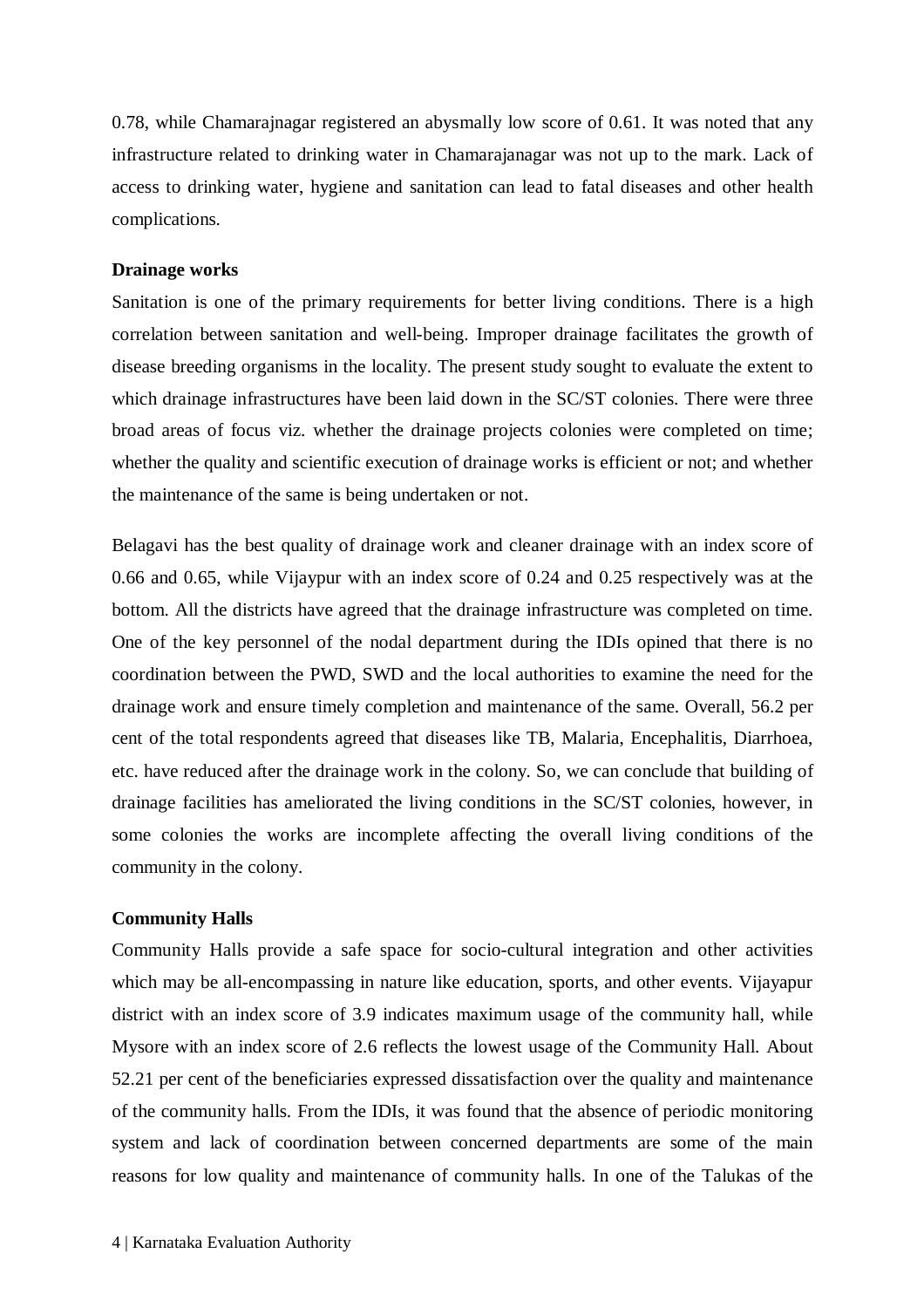0.78, while Chamarajnagar registered an abysmally low score of 0.61. It was noted that any infrastructure related to drinking water in Chamarajanagar was not up to the mark. Lack of access to drinking water, hygiene and sanitation can lead to fatal diseases and other health complications.

**Drainage works**

Sanitation is one of the primary requirements for better living conditions. There is a high correlation between sanitation and well-being. Improper drainage facilitates the growth of disease breeding organisms in the locality. The present study sought to evaluate the extent to which drainage infrastructures have been laid down in the SC/ST colonies. There were three broad areas of focus viz. whether the drainage projects colonies were completed on time; whether the quality and scientific execution of drainage works is efficient or not; and whether the maintenance of the same is being undertaken or not.

Belagavi has the best quality of drainage work and cleaner drainage with an index score of 0.66 and 0.65, while Vijaypur with an index score of 0.24 and 0.25 respectively was at the bottom. All the districts have agreed that the drainage infrastructure was completed on time. One of the key personnel of the nodal department during the IDIs opined that there is no coordination between the PWD, SWD and the local authorities to examine the need for the drainage work and ensure timely completion and maintenance of the same. Overall, 56.2 per cent of the total respondents agreed that diseases like TB, Malaria, Encephalitis, Diarrhoea, etc. have reduced after the drainage work in the colony. So, we can conclude that building of drainage facilities has ameliorated the living conditions in the SC/ST colonies, however, in some colonies the works are incomplete affecting the overall living conditions of the community in the colony.

**Community Halls**

Community Halls provide a safe space for socio-cultural integration and other activities which may be all-encompassing in nature like education, sports, and other events. Vijayapur district with an index score of 3.9 indicates maximum usage of the community hall, while Mysore with an index score of 2.6 reflects the lowest usage of the Community Hall. About 52.21 per cent of the beneficiaries expressed dissatisfaction over the quality and maintenance of the community halls. From the IDIs, it was found that the absence of periodic monitoring system and lack of coordination between concerned departments are some of the main reasons for low quality and maintenance of community halls. In one of the Talukas of the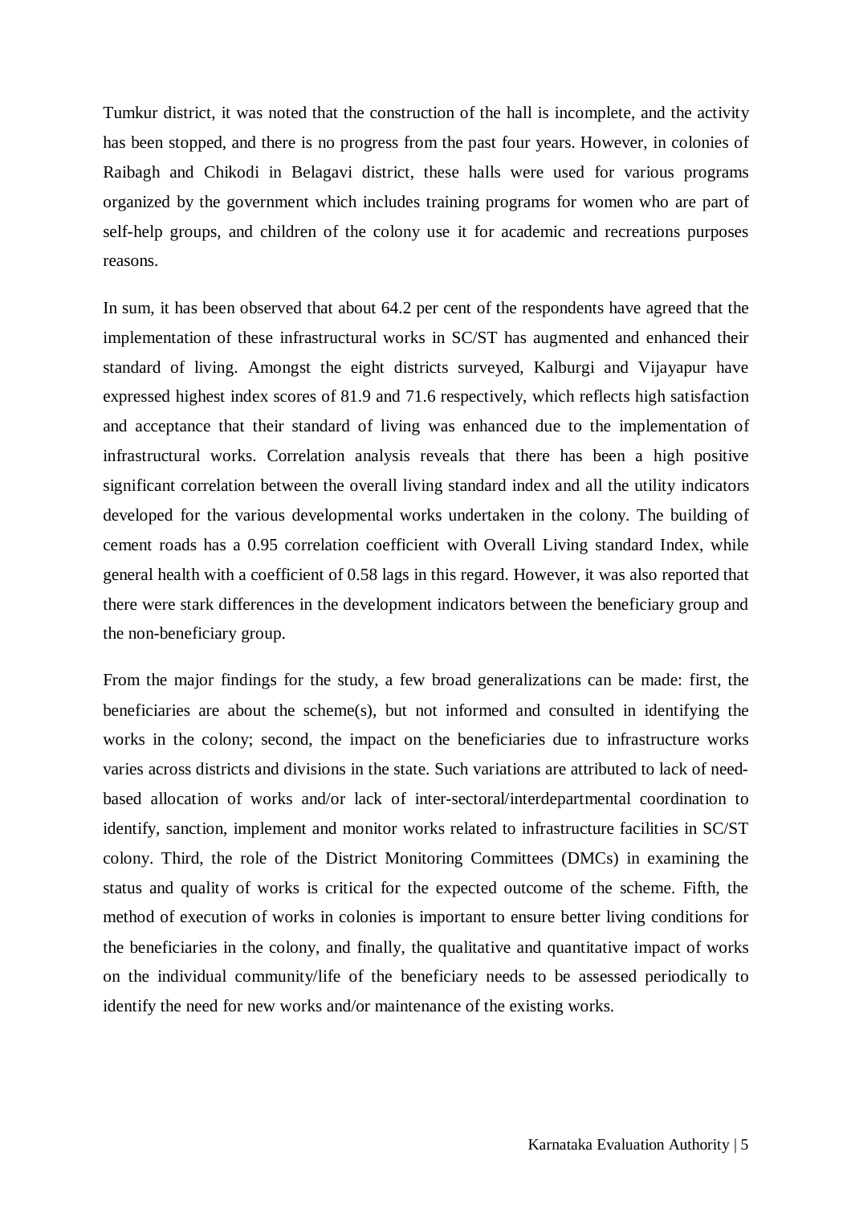Tumkur district, it was noted that the construction of the hall is incomplete, and the activity has been stopped, and there is no progress from the past four years. However, in colonies of Raibagh and Chikodi in Belagavi district, these halls were used for various programs organized by the government which includes training programs for women who are part of self-help groups, and children of the colony use it for academic and recreations purposes reasons.

In sum, it has been observed that about 64.2 per cent of the respondents have agreed that the implementation of these infrastructural works in SC/ST has augmented and enhanced their standard of living. Amongst the eight districts surveyed, Kalburgi and Vijayapur have expressed highest index scores of 81.9 and 71.6 respectively, which reflects high satisfaction and acceptance that their standard of living was enhanced due to the implementation of infrastructural works. Correlation analysis reveals that there has been a high positive significant correlation between the overall living standard index and all the utility indicators developed for the various developmental works undertaken in the colony. The building of cement roads has a 0.95 correlation coefficient with Overall Living standard Index, while general health with a coefficient of 0.58 lags in this regard. However, it was also reported that there were stark differences in the development indicators between the beneficiary group and the non-beneficiary group.

From the major findings for the study, a few broad generalizations can be made: first, the beneficiaries are about the scheme(s), but not informed and consulted in identifying the works in the colony; second, the impact on the beneficiaries due to infrastructure works varies across districts and divisions in the state. Such variations are attributed to lack of need-based allocation of works and/or lack of inter-sectoral/interdepartmental coordination to identify, sanction, implement and monitor works related to infrastructure facilities in SC/ST colony. Third, the role of the District Monitoring Committees (DMCs) in examining the status and quality of works is critical for the expected outcome of the scheme. Fifth, the method of execution of works in colonies is important to ensure better living conditions for the beneficiaries in the colony, and finally, the qualitative and quantitative impact of works on the individual community/life of the beneficiary needs to be assessed periodically to identify the need for new works and/or maintenance of the existing works.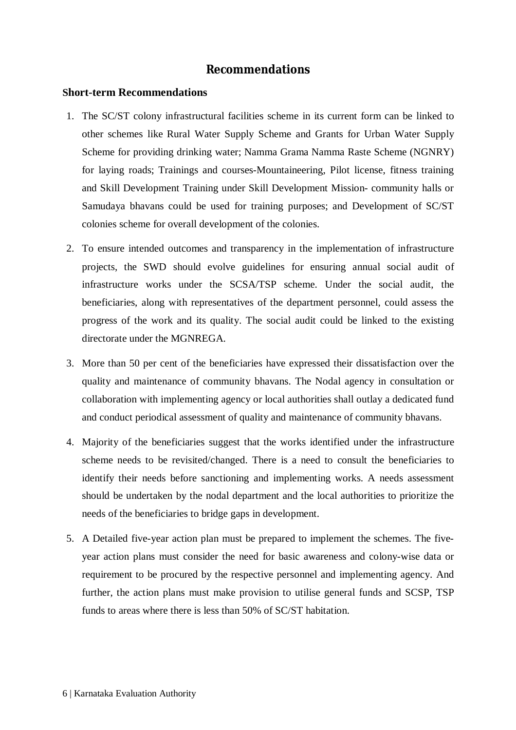# Recommendations

## Short-term Recommendations

1. The SC/ST colony infrastructural facilities scheme in its current form can be linked to other schemes like Rural Water Supply Scheme and Grants for Urban Water Supply Scheme for providing drinking water; Namma Grama Namma Raste Scheme (NGNRY) for laying roads; Trainings and courses-Mountaineering, Pilot license, fitness training and Skill Development Training under Skill Development Mission- community halls or Samudaya bhavans could be used for training purposes; and Development of SC/ST colonies scheme for overall development of the colonies.

2. To ensure intended outcomes and transparency in the implementation of infrastructure projects, the SWD should evolve guidelines for ensuring annual social audit of infrastructure works under the SCSA/TSP scheme. Under the social audit, the beneficiaries, along with representatives of the department personnel, could assess the progress of the work and its quality. The social audit could be linked to the existing directorate under the MGNREGA.

3. More than 50 per cent of the beneficiaries have expressed their dissatisfaction over the quality and maintenance of community bhavans. The Nodal agency in consultation or collaboration with implementing agency or local authorities shall outlay a dedicated fund and conduct periodical assessment of quality and maintenance of community bhavans.

4. Majority of the beneficiaries suggest that the works identified under the infrastructure scheme needs to be revisited/changed. There is a need to consult the beneficiaries to identify their needs before sanctioning and implementing works. A needs assessment should be undertaken by the nodal department and the local authorities to prioritize the needs of the beneficiaries to bridge gaps in development.

5. A Detailed five-year action plan must be prepared to implement the schemes. The five-year action plans must consider the need for basic awareness and colony-wise data or requirement to be procured by the respective personnel and implementing agency. And further, the action plans must make provision to utilise general funds and SCSP, TSP funds to areas where there is less than 50% of SC/ST habitation.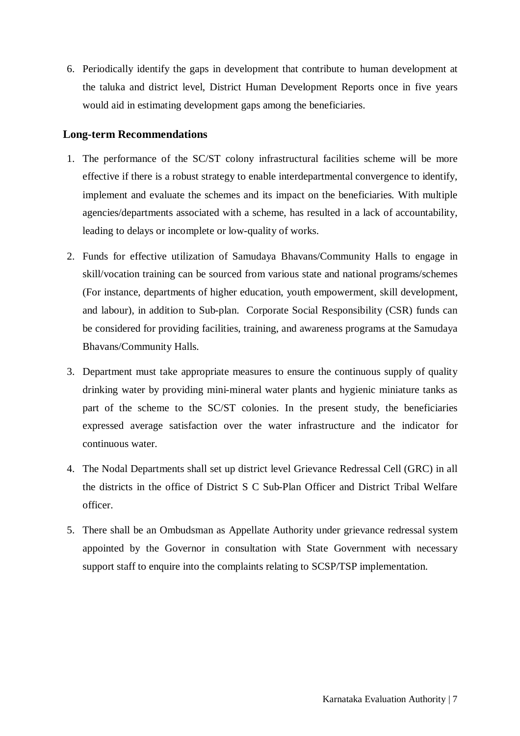6. Periodically identify the gaps in development that contribute to human development at the taluka and district level, District Human Development Reports once in five years would aid in estimating development gaps among the beneficiaries.

## Long-term Recommendations

1. The performance of the SC/ST colony infrastructural facilities scheme will be more effective if there is a robust strategy to enable interdepartmental convergence to identify, implement and evaluate the schemes and its impact on the beneficiaries. With multiple agencies/departments associated with a scheme, has resulted in a lack of accountability, leading to delays or incomplete or low-quality of works.

2. Funds for effective utilization of Samudaya Bhavans/Community Halls to engage in skill/vocation training can be sourced from various state and national programs/schemes (For instance, departments of higher education, youth empowerment, skill development, and labour), in addition to Sub-plan. Corporate Social Responsibility (CSR) funds can be considered for providing facilities, training, and awareness programs at the Samudaya Bhavans/Community Halls.

3. Department must take appropriate measures to ensure the continuous supply of quality drinking water by providing mini-mineral water plants and hygienic miniature tanks as part of the scheme to the SC/ST colonies. In the present study, the beneficiaries expressed average satisfaction over the water infrastructure and the indicator for continuous water.

4. The Nodal Departments shall set up district level Grievance Redressal Cell (GRC) in all the districts in the office of District S C Sub-Plan Officer and District Tribal Welfare officer.

5. There shall be an Ombudsman as Appellate Authority under grievance redressal system appointed by the Governor in consultation with State Government with necessary support staff to enquire into the complaints relating to SCSP/TSP implementation.